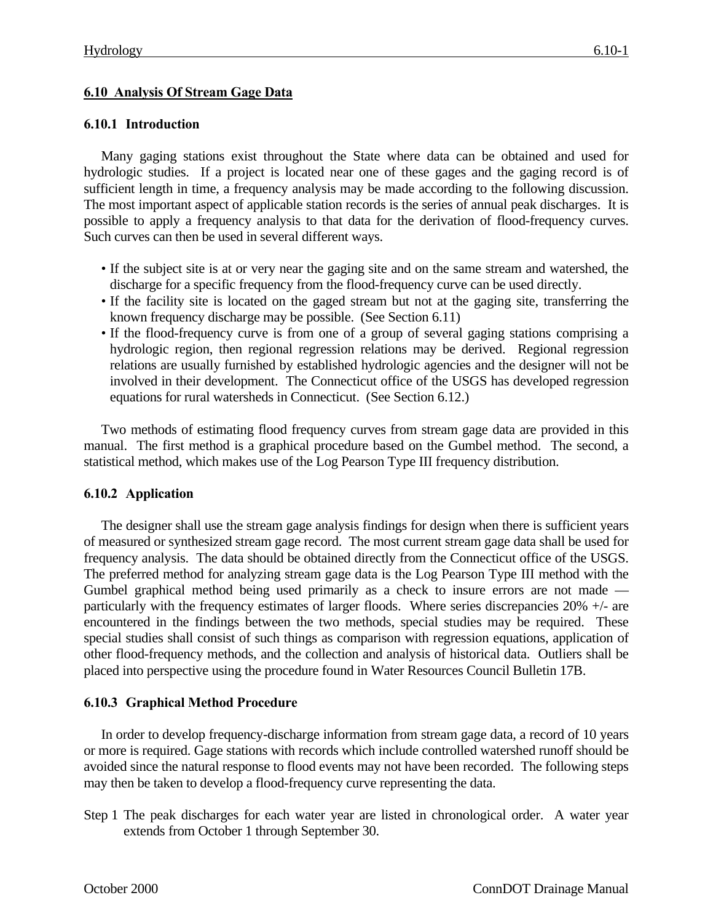## 6.10 Analysis Of Stream Gage Data

### 6.10.1 Introduction

Many gaging stations exist throughout the State where data can be obtained and used for hydrologic studies. If a project is located near one of these gages and the gaging record is of sufficient length in time, a frequency analysis may be made according to the following discussion. The most important aspect of applicable station records is the series of annual peak discharges. It is possible to apply a frequency analysis to that data for the derivation of flood-frequency curves. Such curves can then be used in several different ways.

- If the subject site is at or very near the gaging site and on the same stream and watershed, the discharge for a specific frequency from the flood-frequency curve can be used directly.
- If the facility site is located on the gaged stream but not at the gaging site, transferring the known frequency discharge may be possible. (See Section 6.11)
- If the flood-frequency curve is from one of a group of several gaging stations comprising a hydrologic region, then regional regression relations may be derived. Regional regression relations are usually furnished by established hydrologic agencies and the designer will not be involved in their development. The Connecticut office of the USGS has developed regression equations for rural watersheds in Connecticut. (See Section 6.12.)

Two methods of estimating flood frequency curves from stream gage data are provided in this manual. The first method is a graphical procedure based on the Gumbel method. The second, a statistical method, which makes use of the Log Pearson Type III frequency distribution.

### 6.10.2 Application

The designer shall use the stream gage analysis findings for design when there is sufficient years of measured or synthesized stream gage record. The most current stream gage data shall be used for frequency analysis. The data should be obtained directly from the Connecticut office of the USGS. The preferred method for analyzing stream gage data is the Log Pearson Type III method with the Gumbel graphical method being used primarily as a check to insure errors are not made — particularly with the frequency estimates of larger floods. Where series discrepancies 20% +/- are encountered in the findings between the two methods, special studies may be required. These special studies shall consist of such things as comparison with regression equations, application of other flood-frequency methods, and the collection and analysis of historical data. Outliers shall be placed into perspective using the procedure found in Water Resources Council Bulletin 17B.

### 6.10.3 Graphical Method Procedure

In order to develop frequency-discharge information from stream gage data, a record of 10 years or more is required. Gage stations with records which include controlled watershed runoff should be avoided since the natural response to flood events may not have been recorded. The following steps may then be taken to develop a flood-frequency curve representing the data.

Step 1 The peak discharges for each water year are listed in chronological order. A water year extends from October 1 through September 30.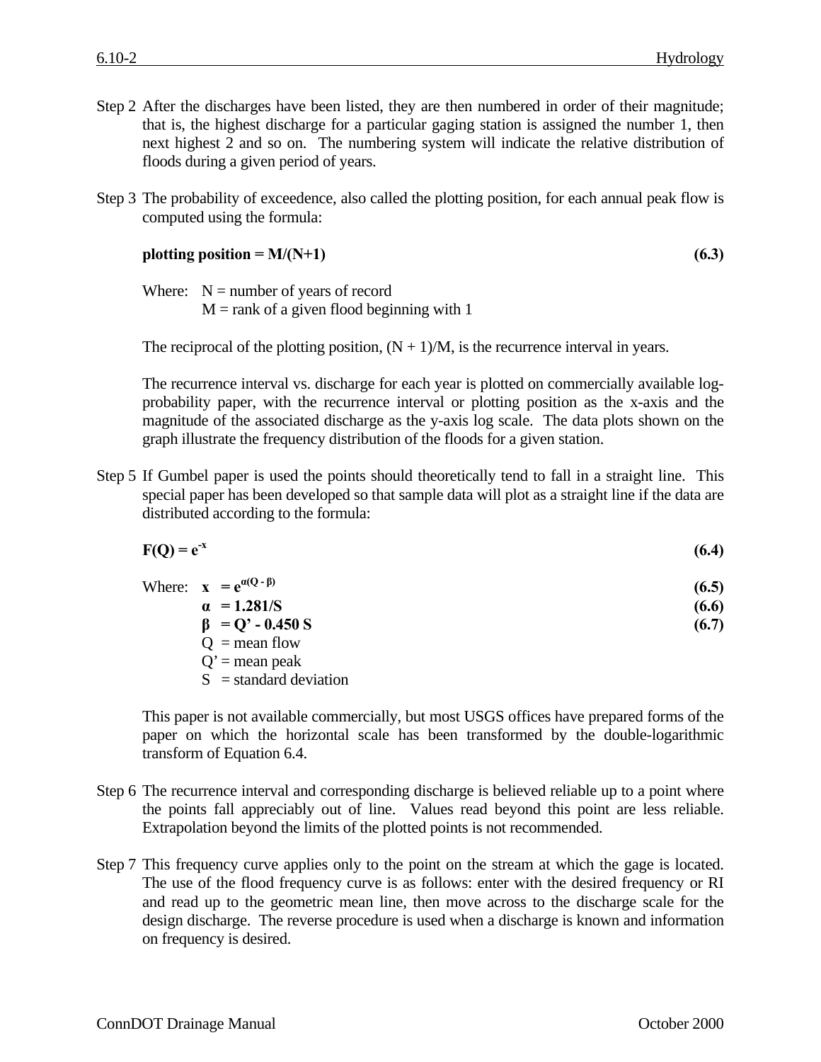Step 2 After the discharges have been listed, they are then numbered in order of their magnitude; that is, the highest discharge for a particular gaging station is assigned the number 1, then next highest 2 and so on. The numbering system will indicate the relative distribution of floods during a given period of years.

Step 3 The probability of exceedence, also called the plotting position, for each annual peak flow is computed using the formula:

$$\textbf{plotting position} = M/(N+1) \qquad (6.3)$$

Where: N = number of years of record
M = rank of a given flood beginning with 1

The reciprocal of the plotting position, (N + 1)/M, is the recurrence interval in years.

The recurrence interval vs. discharge for each year is plotted on commercially available log-probability paper, with the recurrence interval or plotting position as the x-axis and the magnitude of the associated discharge as the y-axis log scale. The data plots shown on the graph illustrate the frequency distribution of the floods for a given station.

Step 5 If Gumbel paper is used the points should theoretically tend to fall in a straight line. This special paper has been developed so that sample data will plot as a straight line if the data are distributed according to the formula:

$$F(Q) = e^{-x} \qquad (6.4)$$

Where:

$$x = e^{\alpha(Q - \beta)} \qquad (6.5)$$

$$\alpha = 1.281/S \qquad (6.6)$$

$$\beta = Q' - 0.450\,S \qquad (6.7)$$

Q = mean flow
Q' = mean peak
S = standard deviation

This paper is not available commercially, but most USGS offices have prepared forms of the paper on which the horizontal scale has been transformed by the double-logarithmic transform of Equation 6.4.

Step 6 The recurrence interval and corresponding discharge is believed reliable up to a point where the points fall appreciably out of line. Values read beyond this point are less reliable. Extrapolation beyond the limits of the plotted points is not recommended.

Step 7 This frequency curve applies only to the point on the stream at which the gage is located. The use of the flood frequency curve is as follows: enter with the desired frequency or RI and read up to the geometric mean line, then move across to the discharge scale for the design discharge. The reverse procedure is used when a discharge is known and information on frequency is desired.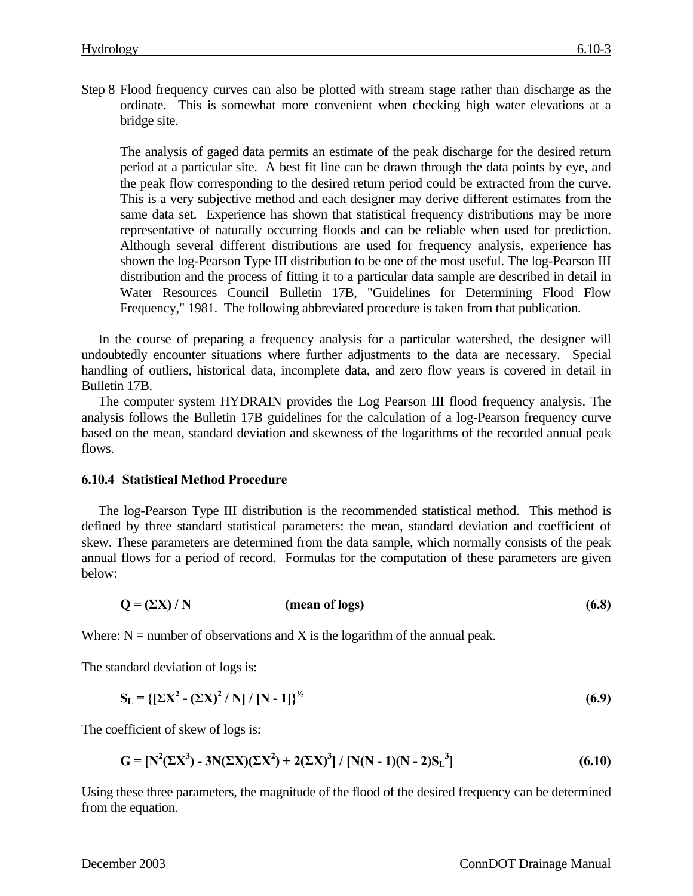Step 8 Flood frequency curves can also be plotted with stream stage rather than discharge as the ordinate. This is somewhat more convenient when checking high water elevations at a bridge site.

The analysis of gaged data permits an estimate of the peak discharge for the desired return period at a particular site. A best fit line can be drawn through the data points by eye, and the peak flow corresponding to the desired return period could be extracted from the curve. This is a very subjective method and each designer may derive different estimates from the same data set. Experience has shown that statistical frequency distributions may be more representative of naturally occurring floods and can be reliable when used for prediction. Although several different distributions are used for frequency analysis, experience has shown the log-Pearson Type III distribution to be one of the most useful. The log-Pearson III distribution and the process of fitting it to a particular data sample are described in detail in Water Resources Council Bulletin 17B, "Guidelines for Determining Flood Flow Frequency," 1981. The following abbreviated procedure is taken from that publication.

In the course of preparing a frequency analysis for a particular watershed, the designer will undoubtedly encounter situations where further adjustments to the data are necessary. Special handling of outliers, historical data, incomplete data, and zero flow years is covered in detail in Bulletin 17B.

The computer system HYDRAIN provides the Log Pearson III flood frequency analysis. The analysis follows the Bulletin 17B guidelines for the calculation of a log-Pearson frequency curve based on the mean, standard deviation and skewness of the logarithms of the recorded annual peak flows.

### 6.10.4 Statistical Method Procedure

The log-Pearson Type III distribution is the recommended statistical method. This method is defined by three standard statistical parameters: the mean, standard deviation and coefficient of skew. These parameters are determined from the data sample, which normally consists of the peak annual flows for a period of record. Formulas for the computation of these parameters are given below:

$$Q = (\Sigma X) / N \qquad \text{(mean of logs)} \qquad (6.8)$$

Where: N = number of observations and X is the logarithm of the annual peak.

The standard deviation of logs is:

$$S_L = \{[\Sigma X^2 - (\Sigma X)^2 / N] / [N - 1]\}^{1/2} \qquad (6.9)$$

The coefficient of skew of logs is:

$$G = [N^2(\Sigma X^3) - 3N(\Sigma X)(\Sigma X^2) + 2(\Sigma X)^3] / [N(N - 1)(N - 2)S_L^3] \qquad (6.10)$$

Using these three parameters, the magnitude of the flood of the desired frequency can be determined from the equation.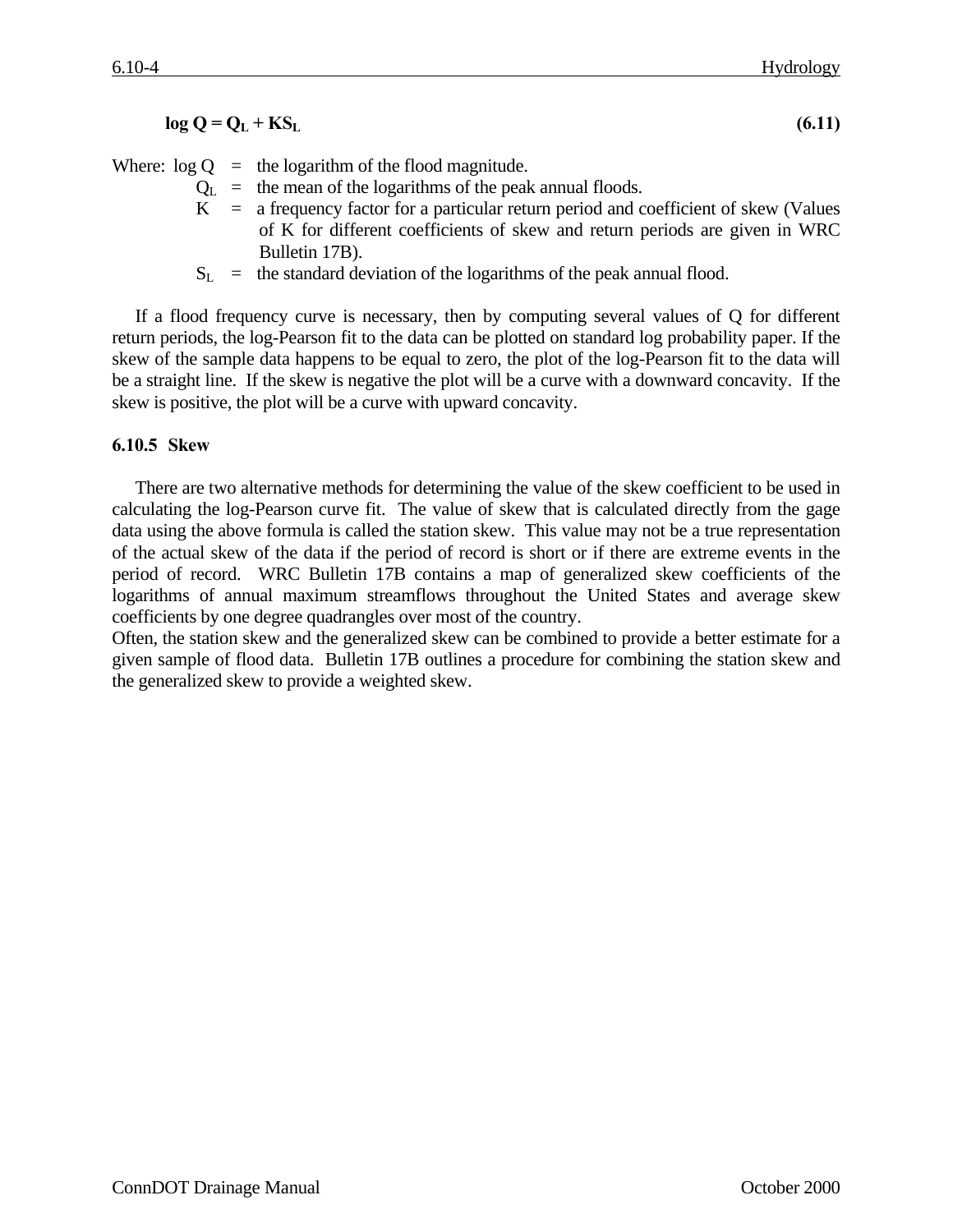$$\log Q = Q_L + KS_L \tag{6.11}$$

Where:

- $\log Q$ = the logarithm of the flood magnitude.
- $Q_L$ = the mean of the logarithms of the peak annual floods.
- $K$ = a frequency factor for a particular return period and coefficient of skew (Values of K for different coefficients of skew and return periods are given in WRC Bulletin 17B).
- $S_L$ = the standard deviation of the logarithms of the peak annual flood.

If a flood frequency curve is necessary, then by computing several values of Q for different return periods, the log-Pearson fit to the data can be plotted on standard log probability paper. If the skew of the sample data happens to be equal to zero, the plot of the log-Pearson fit to the data will be a straight line. If the skew is negative the plot will be a curve with a downward concavity. If the skew is positive, the plot will be a curve with upward concavity.

### 6.10.5 Skew

There are two alternative methods for determining the value of the skew coefficient to be used in calculating the log-Pearson curve fit. The value of skew that is calculated directly from the gage data using the above formula is called the station skew. This value may not be a true representation of the actual skew of the data if the period of record is short or if there are extreme events in the period of record. WRC Bulletin 17B contains a map of generalized skew coefficients of the logarithms of annual maximum streamflows throughout the United States and average skew coefficients by one degree quadrangles over most of the country.

Often, the station skew and the generalized skew can be combined to provide a better estimate for a given sample of flood data. Bulletin 17B outlines a procedure for combining the station skew and the generalized skew to provide a weighted skew.